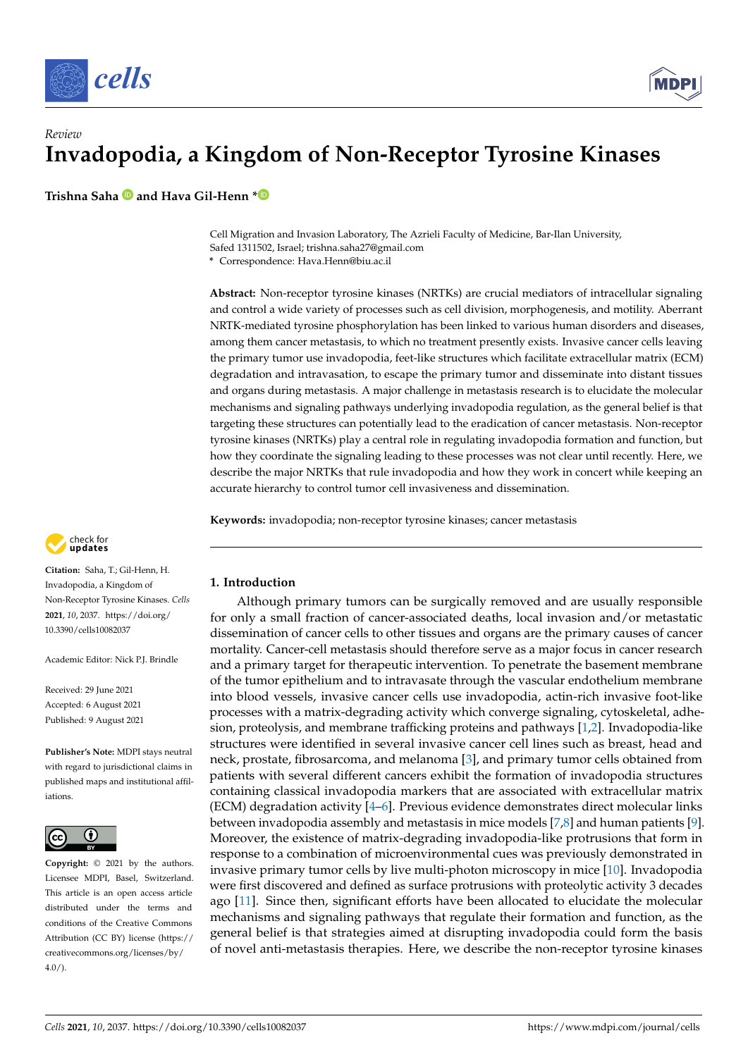*Review*

# Invadopodia, a Kingdom of Non-Receptor Tyrosine Kinases

**Trishna Saha and Hava Gil-Henn ***

Cell Migration and Invasion Laboratory, The Azrieli Faculty of Medicine, Bar-Ilan University, Safed 1311502, Israel; trishna.saha27@gmail.com

* Correspondence: Hava.Henn@biu.ac.il

**Abstract:** Non-receptor tyrosine kinases (NRTKs) are crucial mediators of intracellular signaling and control a wide variety of processes such as cell division, morphogenesis, and motility. Aberrant NRTK-mediated tyrosine phosphorylation has been linked to various human disorders and diseases, among them cancer metastasis, to which no treatment presently exists. Invasive cancer cells leaving the primary tumor use invadopodia, feet-like structures which facilitate extracellular matrix (ECM) degradation and intravasation, to escape the primary tumor and disseminate into distant tissues and organs during metastasis. A major challenge in metastasis research is to elucidate the molecular mechanisms and signaling pathways underlying invadopodia regulation, as the general belief is that targeting these structures can potentially lead to the eradication of cancer metastasis. Non-receptor tyrosine kinases (NRTKs) play a central role in regulating invadopodia formation and function, but how they coordinate the signaling leading to these processes was not clear until recently. Here, we describe the major NRTKs that rule invadopodia and how they work in concert while keeping an accurate hierarchy to control tumor cell invasiveness and dissemination.

**Keywords:** invadopodia; non-receptor tyrosine kinases; cancer metastasis

**Citation:** Saha, T.; Gil-Henn, H. Invadopodia, a Kingdom of Non-Receptor Tyrosine Kinases. *Cells* **2021**, *10*, 2037. https://doi.org/10.3390/cells10082037

Academic Editor: Nick P.J. Brindle

Received: 29 June 2021
Accepted: 6 August 2021
Published: 9 August 2021

**Publisher's Note:** MDPI stays neutral with regard to jurisdictional claims in published maps and institutional affiliations.

**Copyright:** © 2021 by the authors. Licensee MDPI, Basel, Switzerland. This article is an open access article distributed under the terms and conditions of the Creative Commons Attribution (CC BY) license (https://creativecommons.org/licenses/by/4.0/).

## 1. Introduction

Although primary tumors can be surgically removed and are usually responsible for only a small fraction of cancer-associated deaths, local invasion and/or metastatic dissemination of cancer cells to other tissues and organs are the primary causes of cancer mortality. Cancer-cell metastasis should therefore serve as a major focus in cancer research and a primary target for therapeutic intervention. To penetrate the basement membrane of the tumor epithelium and to intravasate through the vascular endothelium membrane into blood vessels, invasive cancer cells use invadopodia, actin-rich invasive foot-like processes with a matrix-degrading activity which converge signaling, cytoskeletal, adhesion, proteolysis, and membrane trafficking proteins and pathways [1,2]. Invadopodia-like structures were identified in several invasive cancer cell lines such as breast, head and neck, prostate, fibrosarcoma, and melanoma [3], and primary tumor cells obtained from patients with several different cancers exhibit the formation of invadopodia structures containing classical invadopodia markers that are associated with extracellular matrix (ECM) degradation activity [4–6]. Previous evidence demonstrates direct molecular links between invadopodia assembly and metastasis in mice models [7,8] and human patients [9]. Moreover, the existence of matrix-degrading invadopodia-like protrusions that form in response to a combination of microenvironmental cues was previously demonstrated in invasive primary tumor cells by live multi-photon microscopy in mice [10]. Invadopodia were first discovered and defined as surface protrusions with proteolytic activity 3 decades ago [11]. Since then, significant efforts have been allocated to elucidate the molecular mechanisms and signaling pathways that regulate their formation and function, as the general belief is that strategies aimed at disrupting invadopodia could form the basis of novel anti-metastasis therapies. Here, we describe the non-receptor tyrosine kinases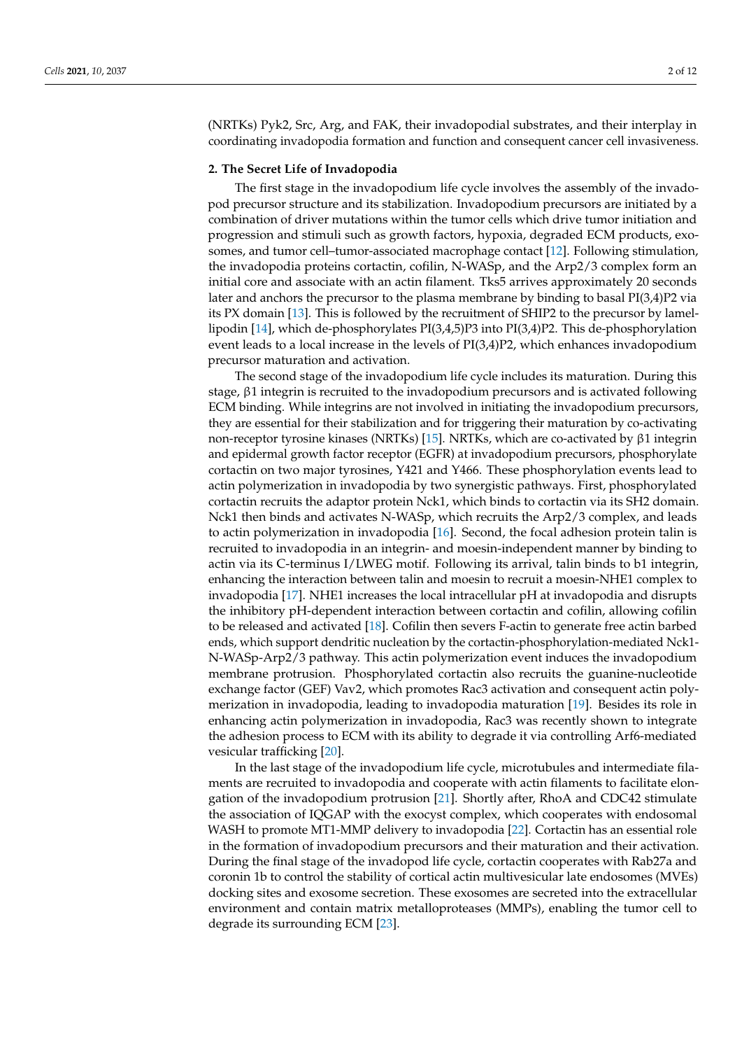(NRTKs) Pyk2, Src, Arg, and FAK, their invadopodial substrates, and their interplay in coordinating invadopodia formation and function and consequent cancer cell invasiveness.

## 2. The Secret Life of Invadopodia

The first stage in the invadopodium life cycle involves the assembly of the invadopod precursor structure and its stabilization. Invadopodium precursors are initiated by a combination of driver mutations within the tumor cells which drive tumor initiation and progression and stimuli such as growth factors, hypoxia, degraded ECM products, exosomes, and tumor cell–tumor-associated macrophage contact [12]. Following stimulation, the invadopodia proteins cortactin, cofilin, N-WASp, and the Arp2/3 complex form an initial core and associate with an actin filament. Tks5 arrives approximately 20 seconds later and anchors the precursor to the plasma membrane by binding to basal PI(3,4)P2 via its PX domain [13]. This is followed by the recruitment of SHIP2 to the precursor by lamellipodin [14], which de-phosphorylates PI(3,4,5)P3 into PI(3,4)P2. This de-phosphorylation event leads to a local increase in the levels of PI(3,4)P2, which enhances invadopodium precursor maturation and activation.

The second stage of the invadopodium life cycle includes its maturation. During this stage, β1 integrin is recruited to the invadopodium precursors and is activated following ECM binding. While integrins are not involved in initiating the invadopodium precursors, they are essential for their stabilization and for triggering their maturation by co-activating non-receptor tyrosine kinases (NRTKs) [15]. NRTKs, which are co-activated by β1 integrin and epidermal growth factor receptor (EGFR) at invadopodium precursors, phosphorylate cortactin on two major tyrosines, Y421 and Y466. These phosphorylation events lead to actin polymerization in invadopodia by two synergistic pathways. First, phosphorylated cortactin recruits the adaptor protein Nck1, which binds to cortactin via its SH2 domain. Nck1 then binds and activates N-WASp, which recruits the Arp2/3 complex, and leads to actin polymerization in invadopodia [16]. Second, the focal adhesion protein talin is recruited to invadopodia in an integrin- and moesin-independent manner by binding to actin via its C-terminus I/LWEG motif. Following its arrival, talin binds to b1 integrin, enhancing the interaction between talin and moesin to recruit a moesin-NHE1 complex to invadopodia [17]. NHE1 increases the local intracellular pH at invadopodia and disrupts the inhibitory pH-dependent interaction between cortactin and cofilin, allowing cofilin to be released and activated [18]. Cofilin then severs F-actin to generate free actin barbed ends, which support dendritic nucleation by the cortactin-phosphorylation-mediated Nck1-N-WASp-Arp2/3 pathway. This actin polymerization event induces the invadopodium membrane protrusion. Phosphorylated cortactin also recruits the guanine-nucleotide exchange factor (GEF) Vav2, which promotes Rac3 activation and consequent actin polymerization in invadopodia, leading to invadopodia maturation [19]. Besides its role in enhancing actin polymerization in invadopodia, Rac3 was recently shown to integrate the adhesion process to ECM with its ability to degrade it via controlling Arf6-mediated vesicular trafficking [20].

In the last stage of the invadopodium life cycle, microtubules and intermediate filaments are recruited to invadopodia and cooperate with actin filaments to facilitate elongation of the invadopodium protrusion [21]. Shortly after, RhoA and CDC42 stimulate the association of IQGAP with the exocyst complex, which cooperates with endosomal WASH to promote MT1-MMP delivery to invadopodia [22]. Cortactin has an essential role in the formation of invadopodium precursors and their maturation and their activation. During the final stage of the invadopod life cycle, cortactin cooperates with Rab27a and coronin 1b to control the stability of cortical actin multivesicular late endosomes (MVEs) docking sites and exosome secretion. These exosomes are secreted into the extracellular environment and contain matrix metalloproteases (MMPs), enabling the tumor cell to degrade its surrounding ECM [23].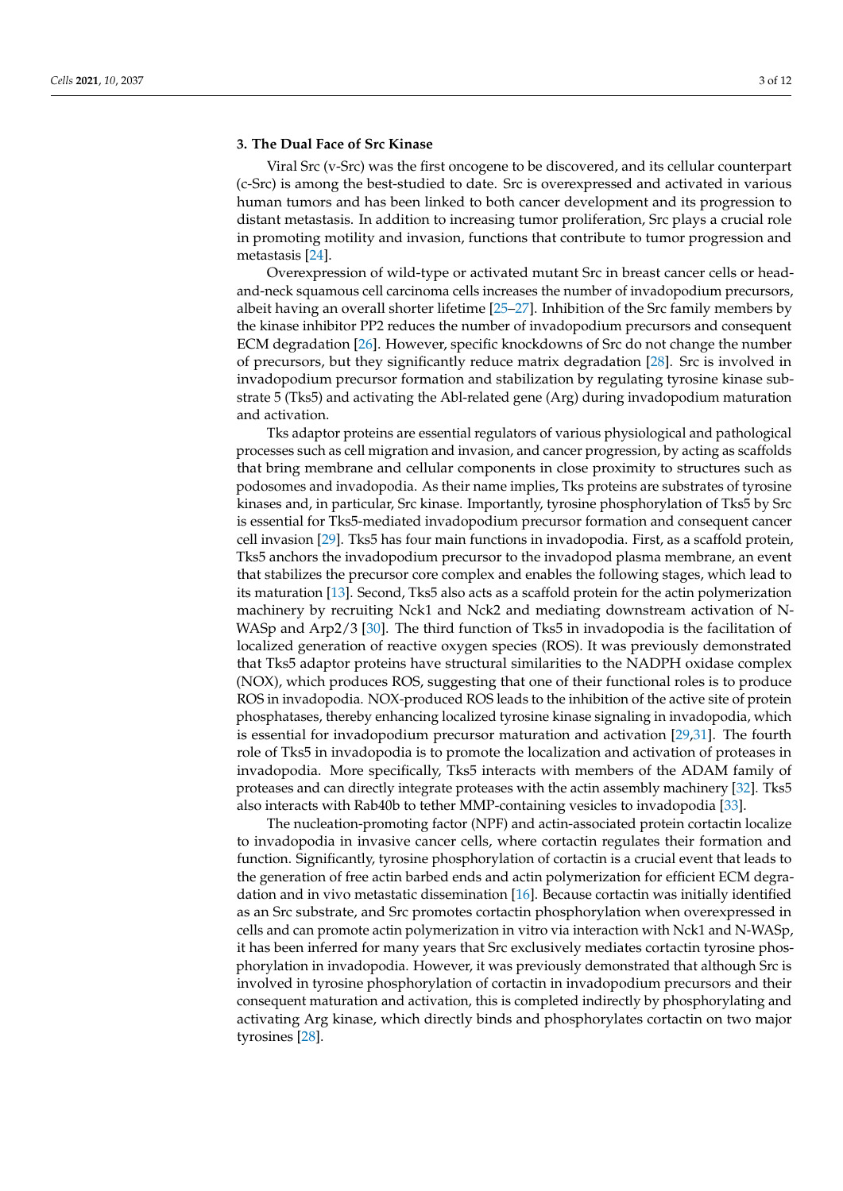## 3. The Dual Face of Src Kinase

Viral Src (v-Src) was the first oncogene to be discovered, and its cellular counterpart (c-Src) is among the best-studied to date. Src is overexpressed and activated in various human tumors and has been linked to both cancer development and its progression to distant metastasis. In addition to increasing tumor proliferation, Src plays a crucial role in promoting motility and invasion, functions that contribute to tumor progression and metastasis [24].

Overexpression of wild-type or activated mutant Src in breast cancer cells or head-and-neck squamous cell carcinoma cells increases the number of invadopodium precursors, albeit having an overall shorter lifetime [25–27]. Inhibition of the Src family members by the kinase inhibitor PP2 reduces the number of invadopodium precursors and consequent ECM degradation [26]. However, specific knockdowns of Src do not change the number of precursors, but they significantly reduce matrix degradation [28]. Src is involved in invadopodium precursor formation and stabilization by regulating tyrosine kinase substrate 5 (Tks5) and activating the Abl-related gene (Arg) during invadopodium maturation and activation.

Tks adaptor proteins are essential regulators of various physiological and pathological processes such as cell migration and invasion, and cancer progression, by acting as scaffolds that bring membrane and cellular components in close proximity to structures such as podosomes and invadopodia. As their name implies, Tks proteins are substrates of tyrosine kinases and, in particular, Src kinase. Importantly, tyrosine phosphorylation of Tks5 by Src is essential for Tks5-mediated invadopodium precursor formation and consequent cancer cell invasion [29]. Tks5 has four main functions in invadopodia. First, as a scaffold protein, Tks5 anchors the invadopodium precursor to the invadopod plasma membrane, an event that stabilizes the precursor core complex and enables the following stages, which lead to its maturation [13]. Second, Tks5 also acts as a scaffold protein for the actin polymerization machinery by recruiting Nck1 and Nck2 and mediating downstream activation of N-WASp and Arp2/3 [30]. The third function of Tks5 in invadopodia is the facilitation of localized generation of reactive oxygen species (ROS). It was previously demonstrated that Tks5 adaptor proteins have structural similarities to the NADPH oxidase complex (NOX), which produces ROS, suggesting that one of their functional roles is to produce ROS in invadopodia. NOX-produced ROS leads to the inhibition of the active site of protein phosphatases, thereby enhancing localized tyrosine kinase signaling in invadopodia, which is essential for invadopodium precursor maturation and activation [29,31]. The fourth role of Tks5 in invadopodia is to promote the localization and activation of proteases in invadopodia. More specifically, Tks5 interacts with members of the ADAM family of proteases and can directly integrate proteases with the actin assembly machinery [32]. Tks5 also interacts with Rab40b to tether MMP-containing vesicles to invadopodia [33].

The nucleation-promoting factor (NPF) and actin-associated protein cortactin localize to invadopodia in invasive cancer cells, where cortactin regulates their formation and function. Significantly, tyrosine phosphorylation of cortactin is a crucial event that leads to the generation of free actin barbed ends and actin polymerization for efficient ECM degradation and in vivo metastatic dissemination [16]. Because cortactin was initially identified as an Src substrate, and Src promotes cortactin phosphorylation when overexpressed in cells and can promote actin polymerization in vitro via interaction with Nck1 and N-WASp, it has been inferred for many years that Src exclusively mediates cortactin tyrosine phosphorylation in invadopodia. However, it was previously demonstrated that although Src is involved in tyrosine phosphorylation of cortactin in invadopodium precursors and their consequent maturation and activation, this is completed indirectly by phosphorylating and activating Arg kinase, which directly binds and phosphorylates cortactin on two major tyrosines [28].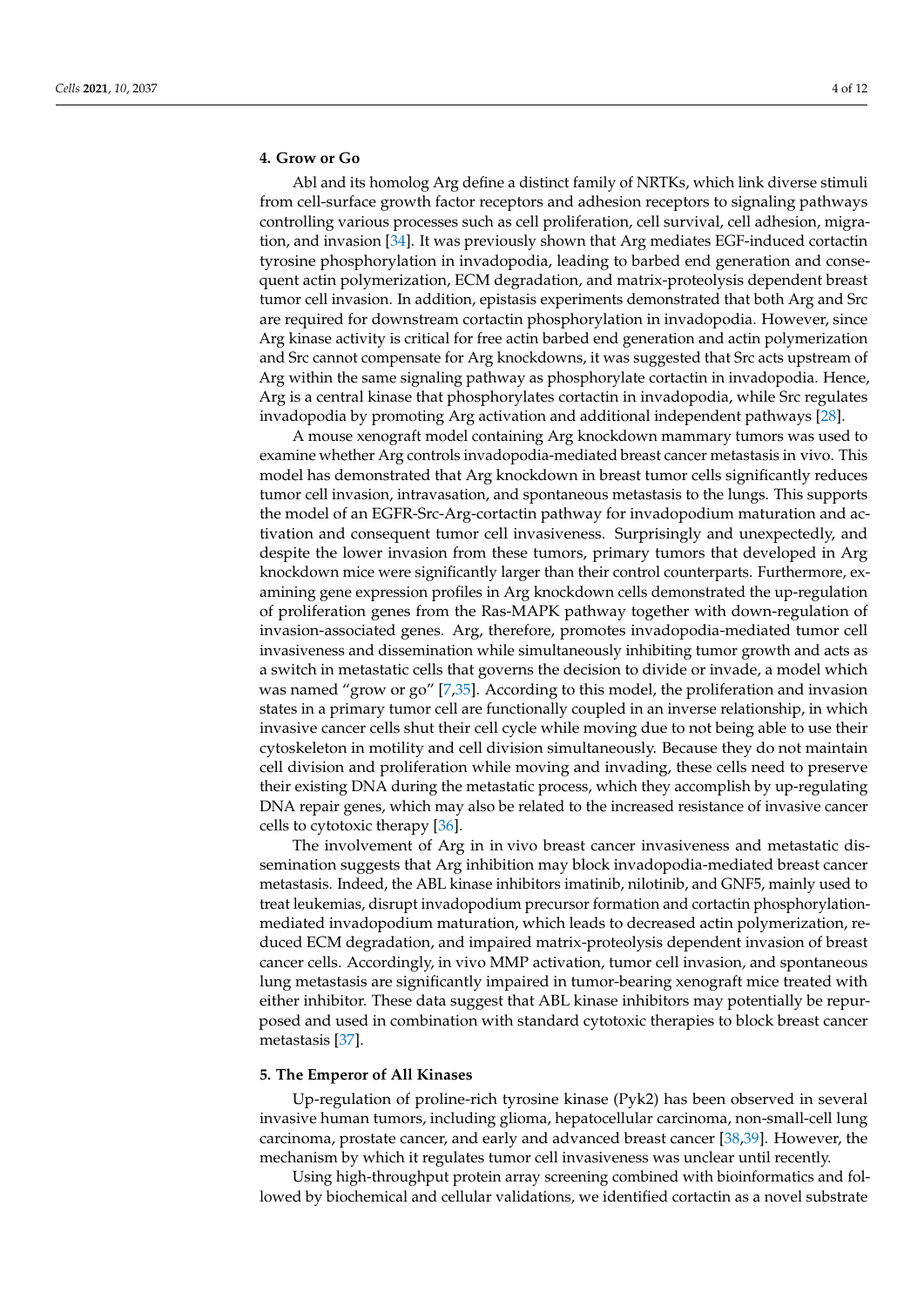## 4. Grow or Go

Abl and its homolog Arg define a distinct family of NRTKs, which link diverse stimuli from cell-surface growth factor receptors and adhesion receptors to signaling pathways controlling various processes such as cell proliferation, cell survival, cell adhesion, migration, and invasion [34]. It was previously shown that Arg mediates EGF-induced cortactin tyrosine phosphorylation in invadopodia, leading to barbed end generation and consequent actin polymerization, ECM degradation, and matrix-proteolysis dependent breast tumor cell invasion. In addition, epistasis experiments demonstrated that both Arg and Src are required for downstream cortactin phosphorylation in invadopodia. However, since Arg kinase activity is critical for free actin barbed end generation and actin polymerization and Src cannot compensate for Arg knockdowns, it was suggested that Src acts upstream of Arg within the same signaling pathway as phosphorylate cortactin in invadopodia. Hence, Arg is a central kinase that phosphorylates cortactin in invadopodia, while Src regulates invadopodia by promoting Arg activation and additional independent pathways [28].

A mouse xenograft model containing Arg knockdown mammary tumors was used to examine whether Arg controls invadopodia-mediated breast cancer metastasis in vivo. This model has demonstrated that Arg knockdown in breast tumor cells significantly reduces tumor cell invasion, intravasation, and spontaneous metastasis to the lungs. This supports the model of an EGFR-Src-Arg-cortactin pathway for invadopodium maturation and activation and consequent tumor cell invasiveness. Surprisingly and unexpectedly, and despite the lower invasion from these tumors, primary tumors that developed in Arg knockdown mice were significantly larger than their control counterparts. Furthermore, examining gene expression profiles in Arg knockdown cells demonstrated the up-regulation of proliferation genes from the Ras-MAPK pathway together with down-regulation of invasion-associated genes. Arg, therefore, promotes invadopodia-mediated tumor cell invasiveness and dissemination while simultaneously inhibiting tumor growth and acts as a switch in metastatic cells that governs the decision to divide or invade, a model which was named "grow or go" [7,35]. According to this model, the proliferation and invasion states in a primary tumor cell are functionally coupled in an inverse relationship, in which invasive cancer cells shut their cell cycle while moving due to not being able to use their cytoskeleton in motility and cell division simultaneously. Because they do not maintain cell division and proliferation while moving and invading, these cells need to preserve their existing DNA during the metastatic process, which they accomplish by up-regulating DNA repair genes, which may also be related to the increased resistance of invasive cancer cells to cytotoxic therapy [36].

The involvement of Arg in in vivo breast cancer invasiveness and metastatic dissemination suggests that Arg inhibition may block invadopodia-mediated breast cancer metastasis. Indeed, the ABL kinase inhibitors imatinib, nilotinib, and GNF5, mainly used to treat leukemias, disrupt invadopodium precursor formation and cortactin phosphorylation-mediated invadopodium maturation, which leads to decreased actin polymerization, reduced ECM degradation, and impaired matrix-proteolysis dependent invasion of breast cancer cells. Accordingly, in vivo MMP activation, tumor cell invasion, and spontaneous lung metastasis are significantly impaired in tumor-bearing xenograft mice treated with either inhibitor. These data suggest that ABL kinase inhibitors may potentially be repurposed and used in combination with standard cytotoxic therapies to block breast cancer metastasis [37].

## 5. The Emperor of All Kinases

Up-regulation of proline-rich tyrosine kinase (Pyk2) has been observed in several invasive human tumors, including glioma, hepatocellular carcinoma, non-small-cell lung carcinoma, prostate cancer, and early and advanced breast cancer [38,39]. However, the mechanism by which it regulates tumor cell invasiveness was unclear until recently.

Using high-throughput protein array screening combined with bioinformatics and followed by biochemical and cellular validations, we identified cortactin as a novel substrate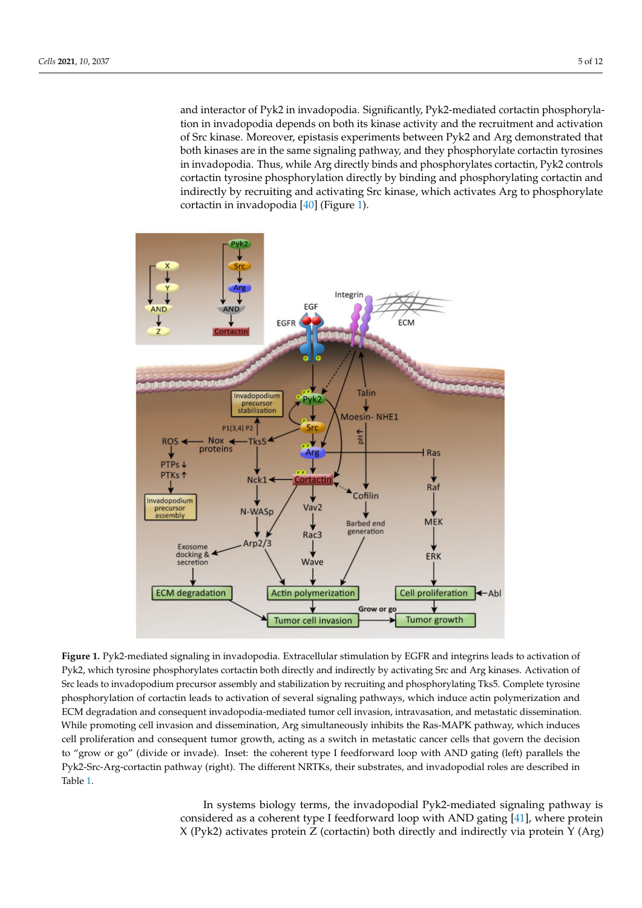and interactor of Pyk2 in invadopodia. Significantly, Pyk2-mediated cortactin phosphorylation in invadopodia depends on both its kinase activity and the recruitment and activation of Src kinase. Moreover, epistasis experiments between Pyk2 and Arg demonstrated that both kinases are in the same signaling pathway, and they phosphorylate cortactin tyrosines in invadopodia. Thus, while Arg directly binds and phosphorylates cortactin, Pyk2 controls cortactin tyrosine phosphorylation directly by binding and phosphorylating cortactin and indirectly by recruiting and activating Src kinase, which activates Arg to phosphorylate cortactin in invadopodia [40] (Figure 1).

**Figure 1.** Pyk2-mediated signaling in invadopodia. Extracellular stimulation by EGFR and integrins leads to activation of Pyk2, which tyrosine phosphorylates cortactin both directly and indirectly by activating Src and Arg kinases. Activation of Src leads to invadopodium precursor assembly and stabilization by recruiting and phosphorylating Tks5. Complete tyrosine phosphorylation of cortactin leads to activation of several signaling pathways, which induce actin polymerization and ECM degradation and consequent invadopodia-mediated tumor cell invasion, intravasation, and metastatic dissemination. While promoting cell invasion and dissemination, Arg simultaneously inhibits the Ras-MAPK pathway, which induces cell proliferation and consequent tumor growth, acting as a switch in metastatic cancer cells that govern the decision to "grow or go" (divide or invade). Inset: the coherent type I feedforward loop with AND gating (left) parallels the Pyk2-Src-Arg-cortactin pathway (right). The different NRTKs, their substrates, and invadopodial roles are described in Table 1.

In systems biology terms, the invadopodial Pyk2-mediated signaling pathway is considered as a coherent type I feedforward loop with AND gating [41], where protein X (Pyk2) activates protein Z (cortactin) both directly and indirectly via protein Y (Arg)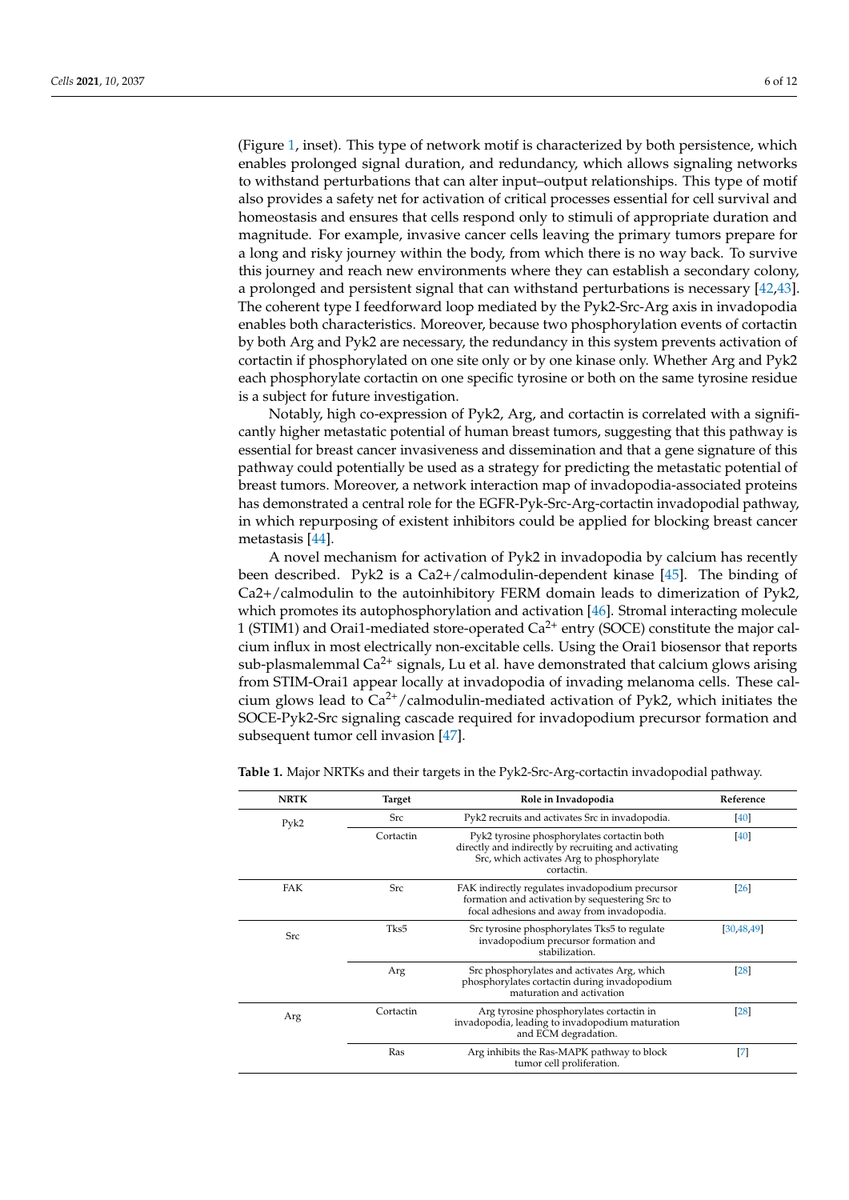(Figure 1, inset). This type of network motif is characterized by both persistence, which enables prolonged signal duration, and redundancy, which allows signaling networks to withstand perturbations that can alter input–output relationships. This type of motif also provides a safety net for activation of critical processes essential for cell survival and homeostasis and ensures that cells respond only to stimuli of appropriate duration and magnitude. For example, invasive cancer cells leaving the primary tumors prepare for a long and risky journey within the body, from which there is no way back. To survive this journey and reach new environments where they can establish a secondary colony, a prolonged and persistent signal that can withstand perturbations is necessary [42,43]. The coherent type I feedforward loop mediated by the Pyk2-Src-Arg axis in invadopodia enables both characteristics. Moreover, because two phosphorylation events of cortactin by both Arg and Pyk2 are necessary, the redundancy in this system prevents activation of cortactin if phosphorylated on one site only or by one kinase only. Whether Arg and Pyk2 each phosphorylate cortactin on one specific tyrosine or both on the same tyrosine residue is a subject for future investigation.

Notably, high co-expression of Pyk2, Arg, and cortactin is correlated with a significantly higher metastatic potential of human breast tumors, suggesting that this pathway is essential for breast cancer invasiveness and dissemination and that a gene signature of this pathway could potentially be used as a strategy for predicting the metastatic potential of breast tumors. Moreover, a network interaction map of invadopodia-associated proteins has demonstrated a central role for the EGFR-Pyk-Src-Arg-cortactin invadopodial pathway, in which repurposing of existent inhibitors could be applied for blocking breast cancer metastasis [44].

A novel mechanism for activation of Pyk2 in invadopodia by calcium has recently been described. Pyk2 is a Ca2+/calmodulin-dependent kinase [45]. The binding of Ca2+/calmodulin to the autoinhibitory FERM domain leads to dimerization of Pyk2, which promotes its autophosphorylation and activation [46]. Stromal interacting molecule 1 (STIM1) and Orai1-mediated store-operated $Ca^{2+}$ entry (SOCE) constitute the major calcium influx in most electrically non-excitable cells. Using the Orai1 biosensor that reports sub-plasmalemmal $Ca^{2+}$ signals, Lu et al. have demonstrated that calcium glows arising from STIM-Orai1 appear locally at invadopodia of invading melanoma cells. These calcium glows lead to $Ca^{2+}$/calmodulin-mediated activation of Pyk2, which initiates the SOCE-Pyk2-Src signaling cascade required for invadopodium precursor formation and subsequent tumor cell invasion [47].

**Table 1.** Major NRTKs and their targets in the Pyk2-Src-Arg-cortactin invadopodial pathway.

| NRTK | Target | Role in Invadopodia | Reference |
|---|---|---|---|
| Pyk2 | Src | Pyk2 recruits and activates Src in invadopodia. | [40] |
| | Cortactin | Pyk2 tyrosine phosphorylates cortactin both directly and indirectly by recruiting and activating Src, which activates Arg to phosphorylate cortactin. | [40] |
| FAK | Src | FAK indirectly regulates invadopodium precursor formation and activation by sequestering Src to focal adhesions and away from invadopodia. | [26] |
| Src | Tks5 | Src tyrosine phosphorylates Tks5 to regulate invadopodium precursor formation and stabilization. | [30,48,49] |
| | Arg | Src phosphorylates and activates Arg, which phosphorylates cortactin during invadopodium maturation and activation | [28] |
| Arg | Cortactin | Arg tyrosine phosphorylates cortactin in invadopodia, leading to invadopodium maturation and ECM degradation. | [28] |
| | Ras | Arg inhibits the Ras-MAPK pathway to block tumor cell proliferation. | [7] |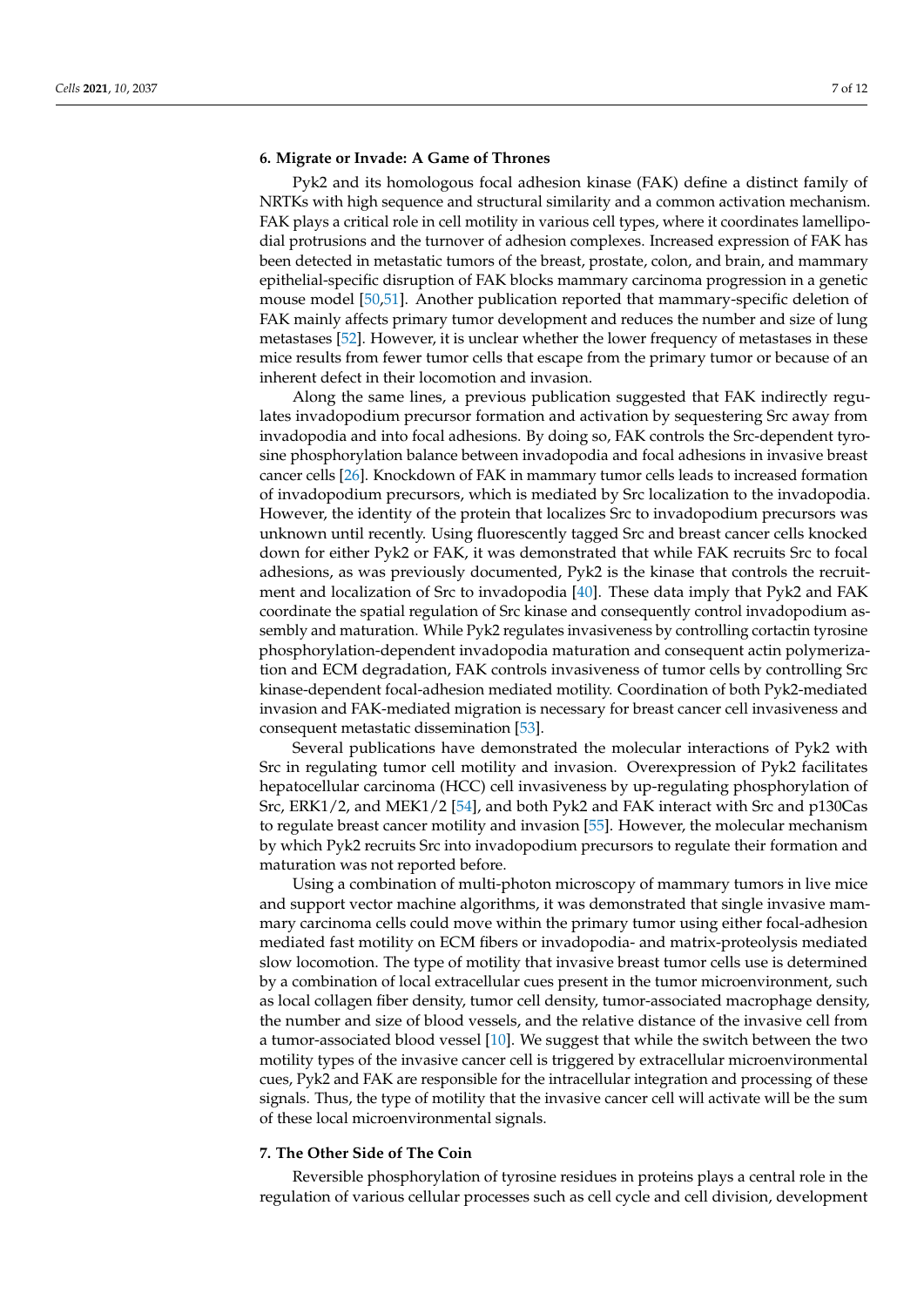## 6. Migrate or Invade: A Game of Thrones

Pyk2 and its homologous focal adhesion kinase (FAK) define a distinct family of NRTKs with high sequence and structural similarity and a common activation mechanism. FAK plays a critical role in cell motility in various cell types, where it coordinates lamellipodial protrusions and the turnover of adhesion complexes. Increased expression of FAK has been detected in metastatic tumors of the breast, prostate, colon, and brain, and mammary epithelial-specific disruption of FAK blocks mammary carcinoma progression in a genetic mouse model [50,51]. Another publication reported that mammary-specific deletion of FAK mainly affects primary tumor development and reduces the number and size of lung metastases [52]. However, it is unclear whether the lower frequency of metastases in these mice results from fewer tumor cells that escape from the primary tumor or because of an inherent defect in their locomotion and invasion.

Along the same lines, a previous publication suggested that FAK indirectly regulates invadopodium precursor formation and activation by sequestering Src away from invadopodia and into focal adhesions. By doing so, FAK controls the Src-dependent tyrosine phosphorylation balance between invadopodia and focal adhesions in invasive breast cancer cells [26]. Knockdown of FAK in mammary tumor cells leads to increased formation of invadopodium precursors, which is mediated by Src localization to the invadopodia. However, the identity of the protein that localizes Src to invadopodium precursors was unknown until recently. Using fluorescently tagged Src and breast cancer cells knocked down for either Pyk2 or FAK, it was demonstrated that while FAK recruits Src to focal adhesions, as was previously documented, Pyk2 is the kinase that controls the recruitment and localization of Src to invadopodia [40]. These data imply that Pyk2 and FAK coordinate the spatial regulation of Src kinase and consequently control invadopodium assembly and maturation. While Pyk2 regulates invasiveness by controlling cortactin tyrosine phosphorylation-dependent invadopodia maturation and consequent actin polymerization and ECM degradation, FAK controls invasiveness of tumor cells by controlling Src kinase-dependent focal-adhesion mediated motility. Coordination of both Pyk2-mediated invasion and FAK-mediated migration is necessary for breast cancer cell invasiveness and consequent metastatic dissemination [53].

Several publications have demonstrated the molecular interactions of Pyk2 with Src in regulating tumor cell motility and invasion. Overexpression of Pyk2 facilitates hepatocellular carcinoma (HCC) cell invasiveness by up-regulating phosphorylation of Src, ERK1/2, and MEK1/2 [54], and both Pyk2 and FAK interact with Src and p130Cas to regulate breast cancer motility and invasion [55]. However, the molecular mechanism by which Pyk2 recruits Src into invadopodium precursors to regulate their formation and maturation was not reported before.

Using a combination of multi-photon microscopy of mammary tumors in live mice and support vector machine algorithms, it was demonstrated that single invasive mammary carcinoma cells could move within the primary tumor using either focal-adhesion mediated fast motility on ECM fibers or invadopodia- and matrix-proteolysis mediated slow locomotion. The type of motility that invasive breast tumor cells use is determined by a combination of local extracellular cues present in the tumor microenvironment, such as local collagen fiber density, tumor cell density, tumor-associated macrophage density, the number and size of blood vessels, and the relative distance of the invasive cell from a tumor-associated blood vessel [10]. We suggest that while the switch between the two motility types of the invasive cancer cell is triggered by extracellular microenvironmental cues, Pyk2 and FAK are responsible for the intracellular integration and processing of these signals. Thus, the type of motility that the invasive cancer cell will activate will be the sum of these local microenvironmental signals.

## 7. The Other Side of The Coin

Reversible phosphorylation of tyrosine residues in proteins plays a central role in the regulation of various cellular processes such as cell cycle and cell division, development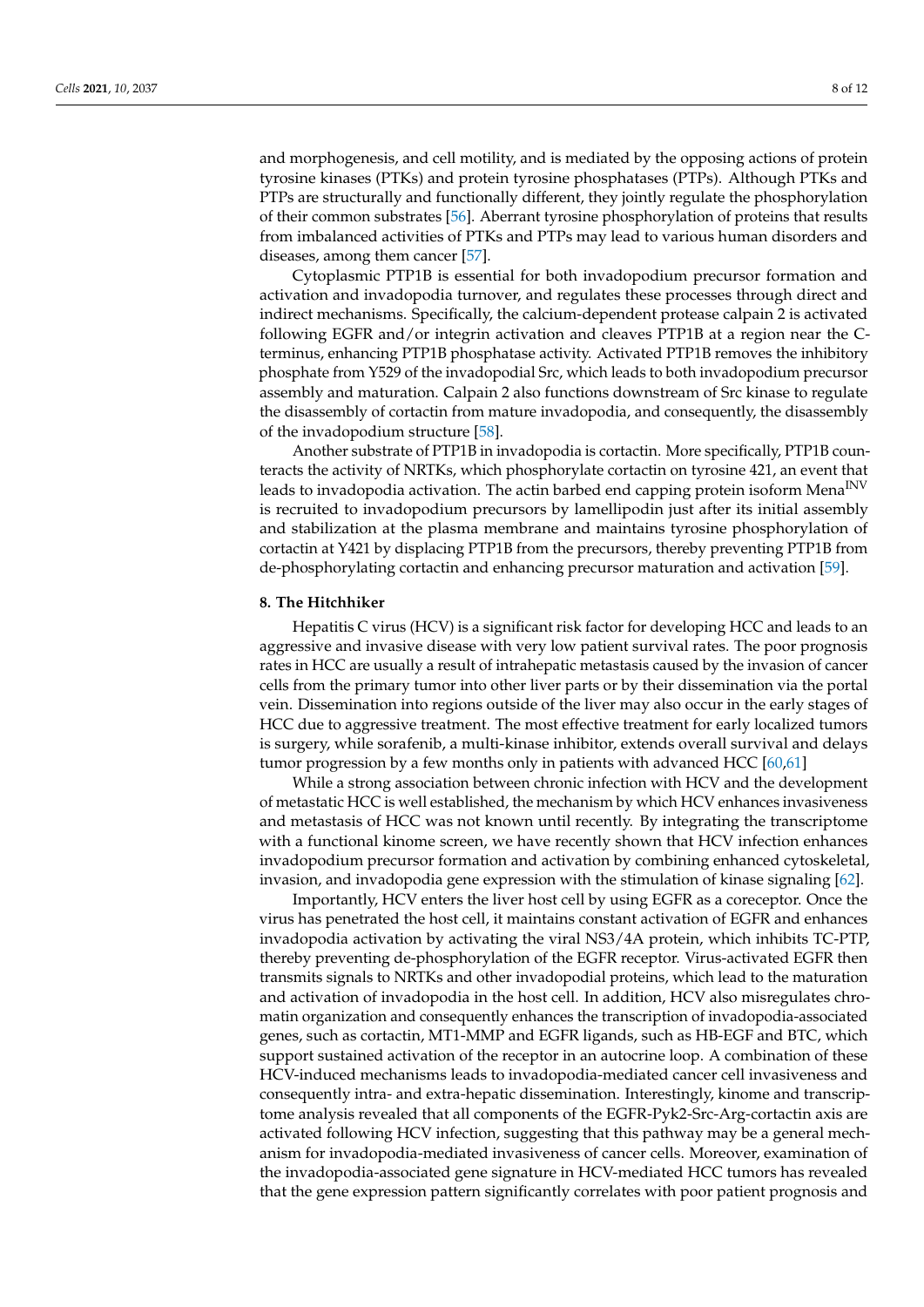and morphogenesis, and cell motility, and is mediated by the opposing actions of protein tyrosine kinases (PTKs) and protein tyrosine phosphatases (PTPs). Although PTKs and PTPs are structurally and functionally different, they jointly regulate the phosphorylation of their common substrates [56]. Aberrant tyrosine phosphorylation of proteins that results from imbalanced activities of PTKs and PTPs may lead to various human disorders and diseases, among them cancer [57].

Cytoplasmic PTP1B is essential for both invadopodium precursor formation and activation and invadopodia turnover, and regulates these processes through direct and indirect mechanisms. Specifically, the calcium-dependent protease calpain 2 is activated following EGFR and/or integrin activation and cleaves PTP1B at a region near the C-terminus, enhancing PTP1B phosphatase activity. Activated PTP1B removes the inhibitory phosphate from Y529 of the invadopodial Src, which leads to both invadopodium precursor assembly and maturation. Calpain 2 also functions downstream of Src kinase to regulate the disassembly of cortactin from mature invadopodia, and consequently, the disassembly of the invadopodium structure [58].

Another substrate of PTP1B in invadopodia is cortactin. More specifically, PTP1B counteracts the activity of NRTKs, which phosphorylate cortactin on tyrosine 421, an event that leads to invadopodia activation. The actin barbed end capping protein isoform $\text{Mena}^{\text{INV}}$ is recruited to invadopodium precursors by lamellipodin just after its initial assembly and stabilization at the plasma membrane and maintains tyrosine phosphorylation of cortactin at Y421 by displacing PTP1B from the precursors, thereby preventing PTP1B from de-phosphorylating cortactin and enhancing precursor maturation and activation [59].

## 8. The Hitchhiker

Hepatitis C virus (HCV) is a significant risk factor for developing HCC and leads to an aggressive and invasive disease with very low patient survival rates. The poor prognosis rates in HCC are usually a result of intrahepatic metastasis caused by the invasion of cancer cells from the primary tumor into other liver parts or by their dissemination via the portal vein. Dissemination into regions outside of the liver may also occur in the early stages of HCC due to aggressive treatment. The most effective treatment for early localized tumors is surgery, while sorafenib, a multi-kinase inhibitor, extends overall survival and delays tumor progression by a few months only in patients with advanced HCC [60,61]

While a strong association between chronic infection with HCV and the development of metastatic HCC is well established, the mechanism by which HCV enhances invasiveness and metastasis of HCC was not known until recently. By integrating the transcriptome with a functional kinome screen, we have recently shown that HCV infection enhances invadopodium precursor formation and activation by combining enhanced cytoskeletal, invasion, and invadopodia gene expression with the stimulation of kinase signaling [62].

Importantly, HCV enters the liver host cell by using EGFR as a coreceptor. Once the virus has penetrated the host cell, it maintains constant activation of EGFR and enhances invadopodia activation by activating the viral NS3/4A protein, which inhibits TC-PTP, thereby preventing de-phosphorylation of the EGFR receptor. Virus-activated EGFR then transmits signals to NRTKs and other invadopodial proteins, which lead to the maturation and activation of invadopodia in the host cell. In addition, HCV also misregulates chromatin organization and consequently enhances the transcription of invadopodia-associated genes, such as cortactin, MT1-MMP and EGFR ligands, such as HB-EGF and BTC, which support sustained activation of the receptor in an autocrine loop. A combination of these HCV-induced mechanisms leads to invadopodia-mediated cancer cell invasiveness and consequently intra- and extra-hepatic dissemination. Interestingly, kinome and transcriptome analysis revealed that all components of the EGFR-Pyk2-Src-Arg-cortactin axis are activated following HCV infection, suggesting that this pathway may be a general mechanism for invadopodia-mediated invasiveness of cancer cells. Moreover, examination of the invadopodia-associated gene signature in HCV-mediated HCC tumors has revealed that the gene expression pattern significantly correlates with poor patient prognosis and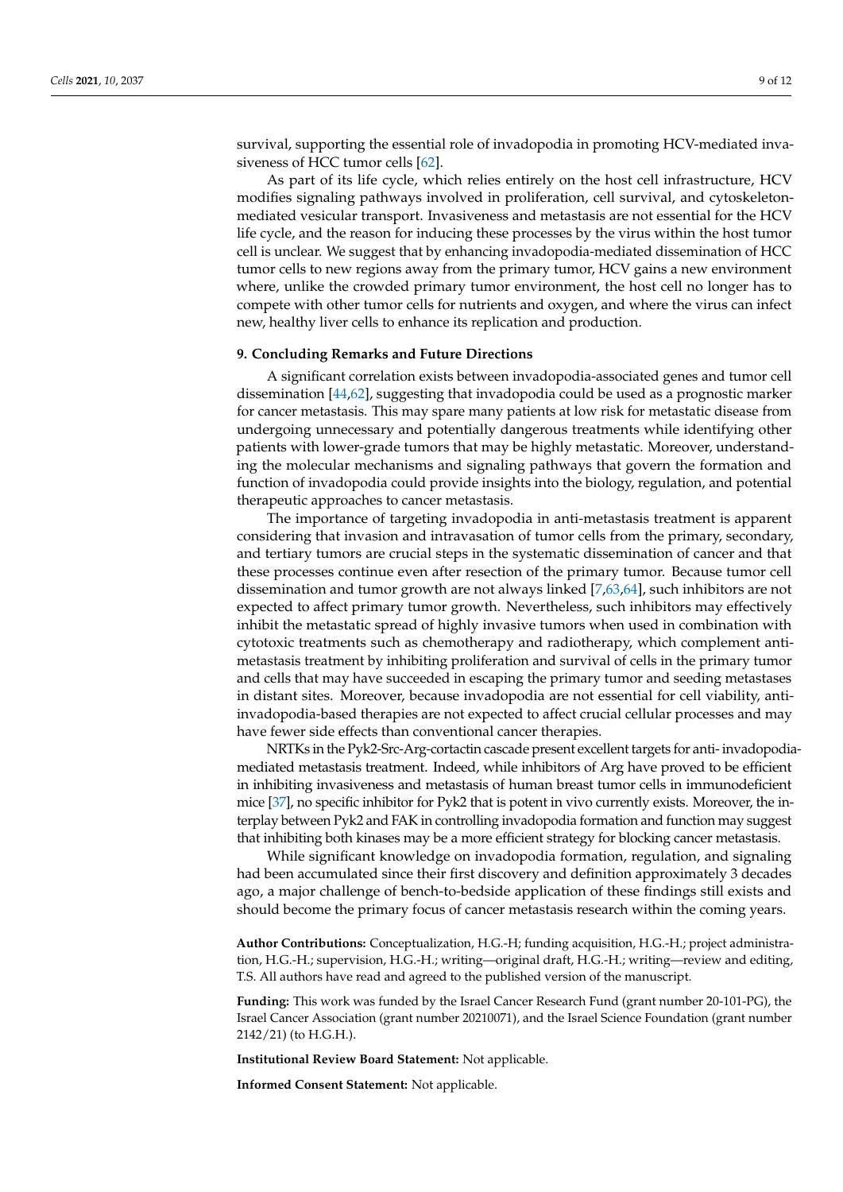survival, supporting the essential role of invadopodia in promoting HCV-mediated invasiveness of HCC tumor cells [62].

As part of its life cycle, which relies entirely on the host cell infrastructure, HCV modifies signaling pathways involved in proliferation, cell survival, and cytoskeleton-mediated vesicular transport. Invasiveness and metastasis are not essential for the HCV life cycle, and the reason for inducing these processes by the virus within the host tumor cell is unclear. We suggest that by enhancing invadopodia-mediated dissemination of HCC tumor cells to new regions away from the primary tumor, HCV gains a new environment where, unlike the crowded primary tumor environment, the host cell no longer has to compete with other tumor cells for nutrients and oxygen, and where the virus can infect new, healthy liver cells to enhance its replication and production.

## 9. Concluding Remarks and Future Directions

A significant correlation exists between invadopodia-associated genes and tumor cell dissemination [44,62], suggesting that invadopodia could be used as a prognostic marker for cancer metastasis. This may spare many patients at low risk for metastatic disease from undergoing unnecessary and potentially dangerous treatments while identifying other patients with lower-grade tumors that may be highly metastatic. Moreover, understanding the molecular mechanisms and signaling pathways that govern the formation and function of invadopodia could provide insights into the biology, regulation, and potential therapeutic approaches to cancer metastasis.

The importance of targeting invadopodia in anti-metastasis treatment is apparent considering that invasion and intravasation of tumor cells from the primary, secondary, and tertiary tumors are crucial steps in the systematic dissemination of cancer and that these processes continue even after resection of the primary tumor. Because tumor cell dissemination and tumor growth are not always linked [7,63,64], such inhibitors are not expected to affect primary tumor growth. Nevertheless, such inhibitors may effectively inhibit the metastatic spread of highly invasive tumors when used in combination with cytotoxic treatments such as chemotherapy and radiotherapy, which complement anti-metastasis treatment by inhibiting proliferation and survival of cells in the primary tumor and cells that may have succeeded in escaping the primary tumor and seeding metastases in distant sites. Moreover, because invadopodia are not essential for cell viability, anti-invadopodia-based therapies are not expected to affect crucial cellular processes and may have fewer side effects than conventional cancer therapies.

NRTKs in the Pyk2-Src-Arg-cortactin cascade present excellent targets for anti- invadopodia-mediated metastasis treatment. Indeed, while inhibitors of Arg have proved to be efficient in inhibiting invasiveness and metastasis of human breast tumor cells in immunodeficient mice [37], no specific inhibitor for Pyk2 that is potent in vivo currently exists. Moreover, the interplay between Pyk2 and FAK in controlling invadopodia formation and function may suggest that inhibiting both kinases may be a more efficient strategy for blocking cancer metastasis.

While significant knowledge on invadopodia formation, regulation, and signaling had been accumulated since their first discovery and definition approximately 3 decades ago, a major challenge of bench-to-bedside application of these findings still exists and should become the primary focus of cancer metastasis research within the coming years.

**Author Contributions:** Conceptualization, H.G.-H; funding acquisition, H.G.-H.; project administration, H.G.-H.; supervision, H.G.-H.; writing—original draft, H.G.-H.; writing—review and editing, T.S. All authors have read and agreed to the published version of the manuscript.

**Funding:** This work was funded by the Israel Cancer Research Fund (grant number 20-101-PG), the Israel Cancer Association (grant number 20210071), and the Israel Science Foundation (grant number 2142/21) (to H.G.H.).

**Institutional Review Board Statement:** Not applicable.

**Informed Consent Statement:** Not applicable.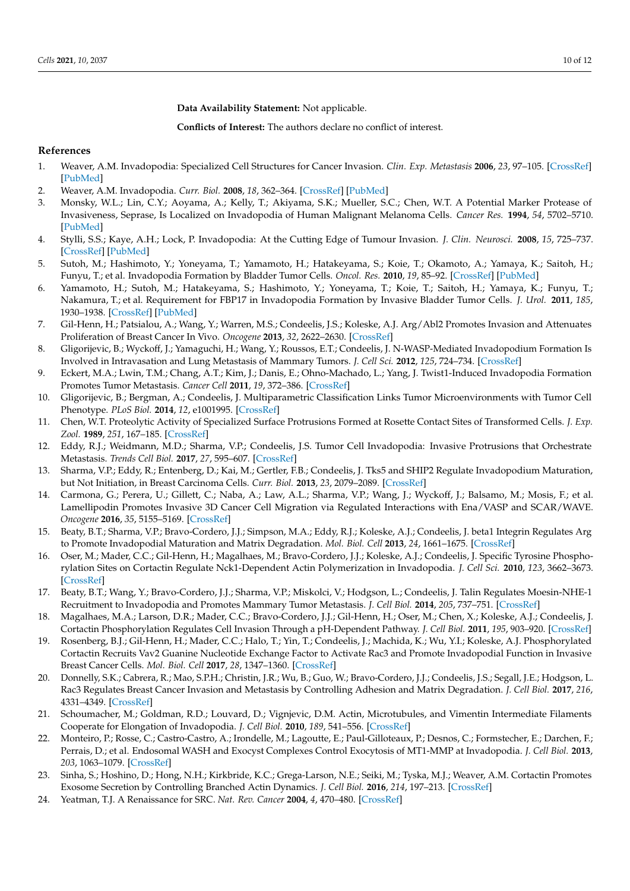**Data Availability Statement:** Not applicable.

**Conflicts of Interest:** The authors declare no conflict of interest.

## References

1. Weaver, A.M. Invadopodia: Specialized Cell Structures for Cancer Invasion. *Clin. Exp. Metastasis* **2006**, *23*, 97–105. [CrossRef] [PubMed]
2. Weaver, A.M. Invadopodia. *Curr. Biol.* **2008**, *18*, 362–364. [CrossRef] [PubMed]
3. Monsky, W.L.; Lin, C.Y.; Aoyama, A.; Kelly, T.; Akiyama, S.K.; Mueller, S.C.; Chen, W.T. A Potential Marker Protease of Invasiveness, Seprase, Is Localized on Invadopodia of Human Malignant Melanoma Cells. *Cancer Res.* **1994**, *54*, 5702–5710. [PubMed]
4. Stylli, S.S.; Kaye, A.H.; Lock, P. Invadopodia: At the Cutting Edge of Tumour Invasion. *J. Clin. Neurosci.* **2008**, *15*, 725–737. [CrossRef] [PubMed]
5. Sutoh, M.; Hashimoto, Y.; Yoneyama, T.; Yamamoto, H.; Hatakeyama, S.; Koie, T.; Okamoto, A.; Yamaya, K.; Saitoh, H.; Funyu, T.; et al. Invadopodia Formation by Bladder Tumor Cells. *Oncol. Res.* **2010**, *19*, 85–92. [CrossRef] [PubMed]
6. Yamamoto, H.; Sutoh, M.; Hatakeyama, S.; Hashimoto, Y.; Yoneyama, T.; Koie, T.; Saitoh, H.; Yamaya, K.; Funyu, T.; Nakamura, T.; et al. Requirement for FBP17 in Invadopodia Formation by Invasive Bladder Tumor Cells. *J. Urol.* **2011**, *185*, 1930–1938. [CrossRef] [PubMed]
7. Gil-Henn, H.; Patsialou, A.; Wang, Y.; Warren, M.S.; Condeelis, J.S.; Koleske, A.J. Arg/Abl2 Promotes Invasion and Attenuates Proliferation of Breast Cancer In Vivo. *Oncogene* **2013**, *32*, 2622–2630. [CrossRef]
8. Gligorijevic, B.; Wyckoff, J.; Yamaguchi, H.; Wang, Y.; Roussos, E.T.; Condeelis, J. N-WASP-Mediated Invadopodium Formation Is Involved in Intravasation and Lung Metastasis of Mammary Tumors. *J. Cell Sci.* **2012**, *125*, 724–734. [CrossRef]
9. Eckert, M.A.; Lwin, T.M.; Chang, A.T.; Kim, J.; Danis, E.; Ohno-Machado, L.; Yang, J. Twist1-Induced Invadopodia Formation Promotes Tumor Metastasis. *Cancer Cell* **2011**, *19*, 372–386. [CrossRef]
10. Gligorijevic, B.; Bergman, A.; Condeelis, J. Multiparametric Classification Links Tumor Microenvironments with Tumor Cell Phenotype. *PLoS Biol.* **2014**, *12*, e1001995. [CrossRef]
11. Chen, W.T. Proteolytic Activity of Specialized Surface Protrusions Formed at Rosette Contact Sites of Transformed Cells. *J. Exp. Zool.* **1989**, *251*, 167–185. [CrossRef]
12. Eddy, R.J.; Weidmann, M.D.; Sharma, V.P.; Condeelis, J.S. Tumor Cell Invadopodia: Invasive Protrusions that Orchestrate Metastasis. *Trends Cell Biol.* **2017**, *27*, 595–607. [CrossRef]
13. Sharma, V.P.; Eddy, R.; Entenberg, D.; Kai, M.; Gertler, F.B.; Condeelis, J. Tks5 and SHIP2 Regulate Invadopodium Maturation, but Not Initiation, in Breast Carcinoma Cells. *Curr. Biol.* **2013**, *23*, 2079–2089. [CrossRef]
14. Carmona, G.; Perera, U.; Gillett, C.; Naba, A.; Law, A.L.; Sharma, V.P.; Wang, J.; Wyckoff, J.; Balsamo, M.; Mosis, F.; et al. Lamellipodin Promotes Invasive 3D Cancer Cell Migration via Regulated Interactions with Ena/VASP and SCAR/WAVE. *Oncogene* **2016**, *35*, 5155–5169. [CrossRef]
15. Beaty, B.T.; Sharma, V.P.; Bravo-Cordero, J.J.; Simpson, M.A.; Eddy, R.J.; Koleske, A.J.; Condeelis, J. beta1 Integrin Regulates Arg to Promote Invadopodial Maturation and Matrix Degradation. *Mol. Biol. Cell* **2013**, *24*, 1661–1675. [CrossRef]
16. Oser, M.; Mader, C.C.; Gil-Henn, H.; Magalhaes, M.; Bravo-Cordero, J.J.; Koleske, A.J.; Condeelis, J. Specific Tyrosine Phosphorylation Sites on Cortactin Regulate Nck1-Dependent Actin Polymerization in Invadopodia. *J. Cell Sci.* **2010**, *123*, 3662–3673. [CrossRef]
17. Beaty, B.T.; Wang, Y.; Bravo-Cordero, J.J.; Sharma, V.P.; Miskolci, V.; Hodgson, L.; Condeelis, J. Talin Regulates Moesin-NHE-1 Recruitment to Invadopodia and Promotes Mammary Tumor Metastasis. *J. Cell Biol.* **2014**, *205*, 737–751. [CrossRef]
18. Magalhaes, M.A.; Larson, D.R.; Mader, C.C.; Bravo-Cordero, J.J.; Gil-Henn, H.; Oser, M.; Chen, X.; Koleske, A.J.; Condeelis, J. Cortactin Phosphorylation Regulates Cell Invasion Through a pH-Dependent Pathway. *J. Cell Biol.* **2011**, *195*, 903–920. [CrossRef]
19. Rosenberg, B.J.; Gil-Henn, H.; Mader, C.C.; Halo, T.; Yin, T.; Condeelis, J.; Machida, K.; Wu, Y.I.; Koleske, A.J. Phosphorylated Cortactin Recruits Vav2 Guanine Nucleotide Exchange Factor to Activate Rac3 and Promote Invadopodial Function in Invasive Breast Cancer Cells. *Mol. Biol. Cell* **2017**, *28*, 1347–1360. [CrossRef]
20. Donnelly, S.K.; Cabrera, R.; Mao, S.P.H.; Christin, J.R.; Wu, B.; Guo, W.; Bravo-Cordero, J.J.; Condeelis, J.S.; Segall, J.E.; Hodgson, L. Rac3 Regulates Breast Cancer Invasion and Metastasis by Controlling Adhesion and Matrix Degradation. *J. Cell Biol.* **2017**, *216*, 4331–4349. [CrossRef]
21. Schoumacher, M.; Goldman, R.D.; Louvard, D.; Vignjevic, D.M. Actin, Microtubules, and Vimentin Intermediate Filaments Cooperate for Elongation of Invadopodia. *J. Cell Biol.* **2010**, *189*, 541–556. [CrossRef]
22. Monteiro, P.; Rosse, C.; Castro-Castro, A.; Irondelle, M.; Lagoutte, E.; Paul-Gilloteaux, P.; Desnos, C.; Formstecher, E.; Darchen, F.; Perrais, D.; et al. Endosomal WASH and Exocyst Complexes Control Exocytosis of MT1-MMP at Invadopodia. *J. Cell Biol.* **2013**, *203*, 1063–1079. [CrossRef]
23. Sinha, S.; Hoshino, D.; Hong, N.H.; Kirkbride, K.C.; Grega-Larson, N.E.; Seiki, M.; Tyska, M.J.; Weaver, A.M. Cortactin Promotes Exosome Secretion by Controlling Branched Actin Dynamics. *J. Cell Biol.* **2016**, *214*, 197–213. [CrossRef]
24. Yeatman, T.J. A Renaissance for SRC. *Nat. Rev. Cancer* **2004**, *4*, 470–480. [CrossRef]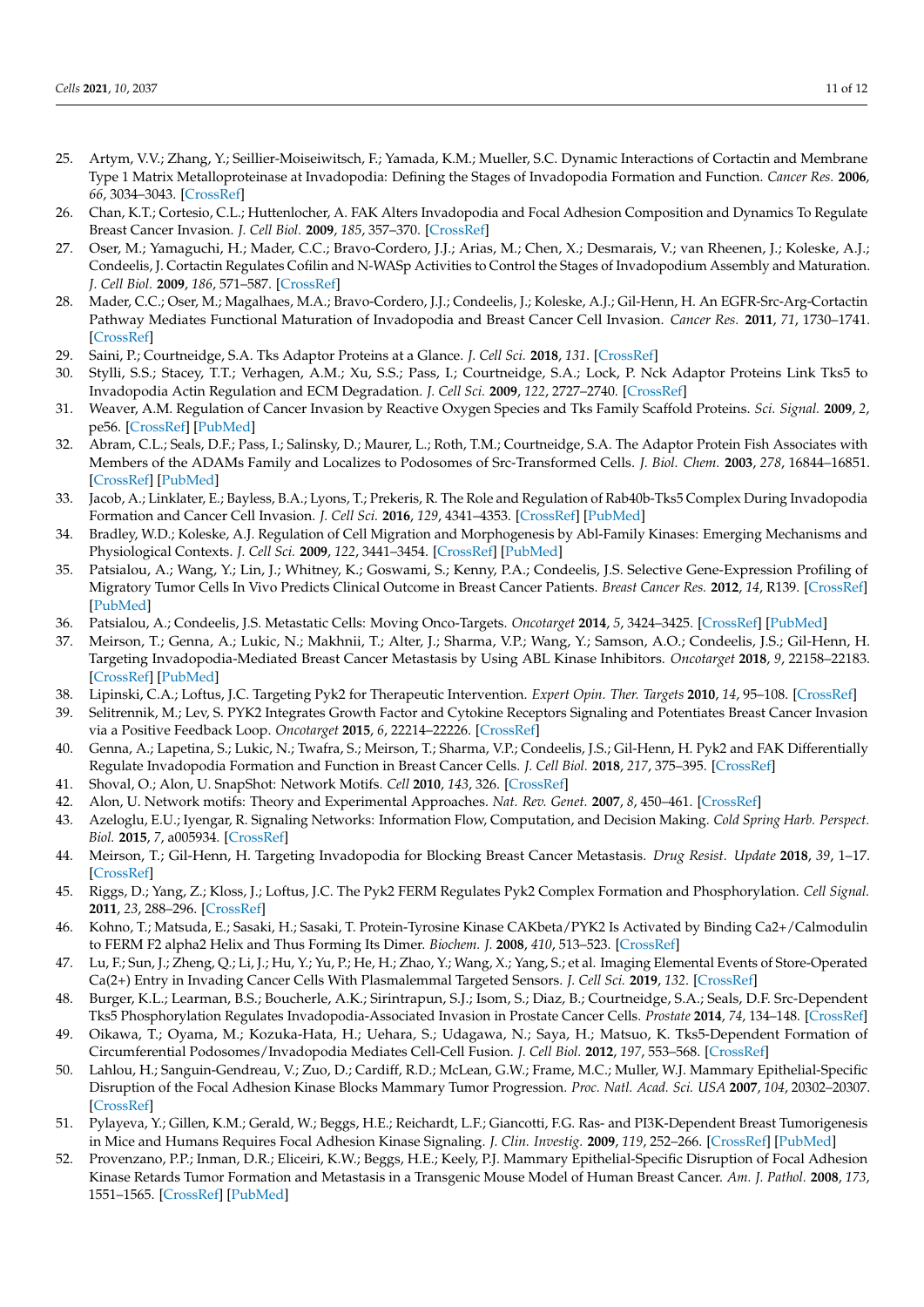25. Artym, V.V.; Zhang, Y.; Seillier-Moiseiwitsch, F.; Yamada, K.M.; Mueller, S.C. Dynamic Interactions of Cortactin and Membrane Type 1 Matrix Metalloproteinase at Invadopodia: Defining the Stages of Invadopodia Formation and Function. *Cancer Res.* **2006**, *66*, 3034–3043. [CrossRef]
26. Chan, K.T.; Cortesio, C.L.; Huttenlocher, A. FAK Alters Invadopodia and Focal Adhesion Composition and Dynamics To Regulate Breast Cancer Invasion. *J. Cell Biol.* **2009**, *185*, 357–370. [CrossRef]
27. Oser, M.; Yamaguchi, H.; Mader, C.C.; Bravo-Cordero, J.J.; Arias, M.; Chen, X.; Desmarais, V.; van Rheenen, J.; Koleske, A.J.; Condeelis, J. Cortactin Regulates Cofilin and N-WASp Activities to Control the Stages of Invadopodium Assembly and Maturation. *J. Cell Biol.* **2009**, *186*, 571–587. [CrossRef]
28. Mader, C.C.; Oser, M.; Magalhaes, M.A.; Bravo-Cordero, J.J.; Condeelis, J.; Koleske, A.J.; Gil-Henn, H. An EGFR-Src-Arg-Cortactin Pathway Mediates Functional Maturation of Invadopodia and Breast Cancer Cell Invasion. *Cancer Res.* **2011**, *71*, 1730–1741. [CrossRef]
29. Saini, P.; Courtneidge, S.A. Tks Adaptor Proteins at a Glance. *J. Cell Sci.* **2018**, *131*. [CrossRef]
30. Stylli, S.S.; Stacey, T.T.; Verhagen, A.M.; Xu, S.S.; Pass, I.; Courtneidge, S.A.; Lock, P. Nck Adaptor Proteins Link Tks5 to Invadopodia Actin Regulation and ECM Degradation. *J. Cell Sci.* **2009**, *122*, 2727–2740. [CrossRef]
31. Weaver, A.M. Regulation of Cancer Invasion by Reactive Oxygen Species and Tks Family Scaffold Proteins. *Sci. Signal.* **2009**, *2*, pe56. [CrossRef] [PubMed]
32. Abram, C.L.; Seals, D.F.; Pass, I.; Salinsky, D.; Maurer, L.; Roth, T.M.; Courtneidge, S.A. The Adaptor Protein Fish Associates with Members of the ADAMs Family and Localizes to Podosomes of Src-Transformed Cells. *J. Biol. Chem.* **2003**, *278*, 16844–16851. [CrossRef] [PubMed]
33. Jacob, A.; Linklater, E.; Bayless, B.A.; Lyons, T.; Prekeris, R. The Role and Regulation of Rab40b-Tks5 Complex During Invadopodia Formation and Cancer Cell Invasion. *J. Cell Sci.* **2016**, *129*, 4341–4353. [CrossRef] [PubMed]
34. Bradley, W.D.; Koleske, A.J. Regulation of Cell Migration and Morphogenesis by Abl-Family Kinases: Emerging Mechanisms and Physiological Contexts. *J. Cell Sci.* **2009**, *122*, 3441–3454. [CrossRef] [PubMed]
35. Patsialou, A.; Wang, Y.; Lin, J.; Whitney, K.; Goswami, S.; Kenny, P.A.; Condeelis, J.S. Selective Gene-Expression Profiling of Migratory Tumor Cells In Vivo Predicts Clinical Outcome in Breast Cancer Patients. *Breast Cancer Res.* **2012**, *14*, R139. [CrossRef] [PubMed]
36. Patsialou, A.; Condeelis, J.S. Metastatic Cells: Moving Onco-Targets. *Oncotarget* **2014**, *5*, 3424–3425. [CrossRef] [PubMed]
37. Meirson, T.; Genna, A.; Lukic, N.; Makhnii, T.; Alter, J.; Sharma, V.P.; Wang, Y.; Samson, A.O.; Condeelis, J.S.; Gil-Henn, H. Targeting Invadopodia-Mediated Breast Cancer Metastasis by Using ABL Kinase Inhibitors. *Oncotarget* **2018**, *9*, 22158–22183. [CrossRef] [PubMed]
38. Lipinski, C.A.; Loftus, J.C. Targeting Pyk2 for Therapeutic Intervention. *Expert Opin. Ther. Targets* **2010**, *14*, 95–108. [CrossRef]
39. Selitrennik, M.; Lev, S. PYK2 Integrates Growth Factor and Cytokine Receptors Signaling and Potentiates Breast Cancer Invasion via a Positive Feedback Loop. *Oncotarget* **2015**, *6*, 22214–22226. [CrossRef]
40. Genna, A.; Lapetina, S.; Lukic, N.; Twafra, S.; Meirson, T.; Sharma, V.P.; Condeelis, J.S.; Gil-Henn, H. Pyk2 and FAK Differentially Regulate Invadopodia Formation and Function in Breast Cancer Cells. *J. Cell Biol.* **2018**, *217*, 375–395. [CrossRef]
41. Shoval, O.; Alon, U. SnapShot: Network Motifs. *Cell* **2010**, *143*, 326. [CrossRef]
42. Alon, U. Network motifs: Theory and Experimental Approaches. *Nat. Rev. Genet.* **2007**, *8*, 450–461. [CrossRef]
43. Azeloglu, E.U.; Iyengar, R. Signaling Networks: Information Flow, Computation, and Decision Making. *Cold Spring Harb. Perspect. Biol.* **2015**, *7*, a005934. [CrossRef]
44. Meirson, T.; Gil-Henn, H. Targeting Invadopodia for Blocking Breast Cancer Metastasis. *Drug Resist. Update* **2018**, *39*, 1–17. [CrossRef]
45. Riggs, D.; Yang, Z.; Kloss, J.; Loftus, J.C. The Pyk2 FERM Regulates Pyk2 Complex Formation and Phosphorylation. *Cell Signal.* **2011**, *23*, 288–296. [CrossRef]
46. Kohno, T.; Matsuda, E.; Sasaki, H.; Sasaki, T. Protein-Tyrosine Kinase CAKbeta/PYK2 Is Activated by Binding Ca2+/Calmodulin to FERM F2 alpha2 Helix and Thus Forming Its Dimer. *Biochem. J.* **2008**, *410*, 513–523. [CrossRef]
47. Lu, F.; Sun, J.; Zheng, Q.; Li, J.; Hu, Y.; Yu, P.; He, H.; Zhao, Y.; Wang, X.; Yang, S.; et al. Imaging Elemental Events of Store-Operated Ca(2+) Entry in Invading Cancer Cells With Plasmalemmal Targeted Sensors. *J. Cell Sci.* **2019**, *132*. [CrossRef]
48. Burger, K.L.; Learman, B.S.; Boucherle, A.K.; Sirintrapun, S.J.; Isom, S.; Diaz, B.; Courtneidge, S.A.; Seals, D.F. Src-Dependent Tks5 Phosphorylation Regulates Invadopodia-Associated Invasion in Prostate Cancer Cells. *Prostate* **2014**, *74*, 134–148. [CrossRef]
49. Oikawa, T.; Oyama, M.; Kozuka-Hata, H.; Uehara, S.; Udagawa, N.; Saya, H.; Matsuo, K. Tks5-Dependent Formation of Circumferential Podosomes/Invadopodia Mediates Cell-Cell Fusion. *J. Cell Biol.* **2012**, *197*, 553–568. [CrossRef]
50. Lahlou, H.; Sanguin-Gendreau, V.; Zuo, D.; Cardiff, R.D.; McLean, G.W.; Frame, M.C.; Muller, W.J. Mammary Epithelial-Specific Disruption of the Focal Adhesion Kinase Blocks Mammary Tumor Progression. *Proc. Natl. Acad. Sci. USA* **2007**, *104*, 20302–20307. [CrossRef]
51. Pylayeva, Y.; Gillen, K.M.; Gerald, W.; Beggs, H.E.; Reichardt, L.F.; Giancotti, F.G. Ras- and PI3K-Dependent Breast Tumorigenesis in Mice and Humans Requires Focal Adhesion Kinase Signaling. *J. Clin. Investig.* **2009**, *119*, 252–266. [CrossRef] [PubMed]
52. Provenzano, P.P.; Inman, D.R.; Eliceiri, K.W.; Beggs, H.E.; Keely, P.J. Mammary Epithelial-Specific Disruption of Focal Adhesion Kinase Retards Tumor Formation and Metastasis in a Transgenic Mouse Model of Human Breast Cancer. *Am. J. Pathol.* **2008**, *173*, 1551–1565. [CrossRef] [PubMed]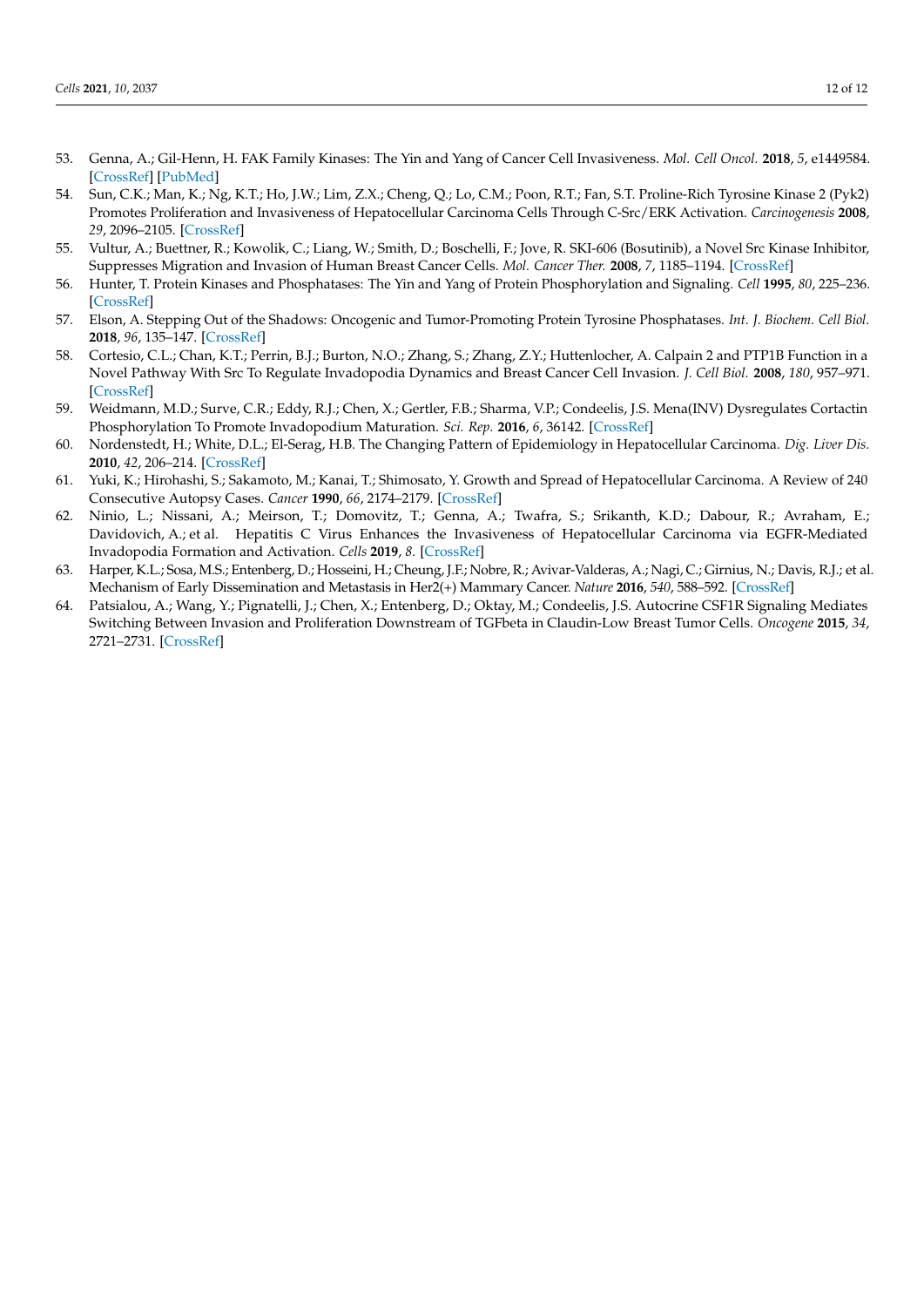53. Genna, A.; Gil-Henn, H. FAK Family Kinases: The Yin and Yang of Cancer Cell Invasiveness. *Mol. Cell Oncol.* **2018**, *5*, e1449584. [CrossRef] [PubMed]
54. Sun, C.K.; Man, K.; Ng, K.T.; Ho, J.W.; Lim, Z.X.; Cheng, Q.; Lo, C.M.; Poon, R.T.; Fan, S.T. Proline-Rich Tyrosine Kinase 2 (Pyk2) Promotes Proliferation and Invasiveness of Hepatocellular Carcinoma Cells Through C-Src/ERK Activation. *Carcinogenesis* **2008**, *29*, 2096–2105. [CrossRef]
55. Vultur, A.; Buettner, R.; Kowolik, C.; Liang, W.; Smith, D.; Boschelli, F.; Jove, R. SKI-606 (Bosutinib), a Novel Src Kinase Inhibitor, Suppresses Migration and Invasion of Human Breast Cancer Cells. *Mol. Cancer Ther.* **2008**, *7*, 1185–1194. [CrossRef]
56. Hunter, T. Protein Kinases and Phosphatases: The Yin and Yang of Protein Phosphorylation and Signaling. *Cell* **1995**, *80*, 225–236. [CrossRef]
57. Elson, A. Stepping Out of the Shadows: Oncogenic and Tumor-Promoting Protein Tyrosine Phosphatases. *Int. J. Biochem. Cell Biol.* **2018**, *96*, 135–147. [CrossRef]
58. Cortesio, C.L.; Chan, K.T.; Perrin, B.J.; Burton, N.O.; Zhang, S.; Zhang, Z.Y.; Huttenlocher, A. Calpain 2 and PTP1B Function in a Novel Pathway With Src To Regulate Invadopodia Dynamics and Breast Cancer Cell Invasion. *J. Cell Biol.* **2008**, *180*, 957–971. [CrossRef]
59. Weidmann, M.D.; Surve, C.R.; Eddy, R.J.; Chen, X.; Gertler, F.B.; Sharma, V.P.; Condeelis, J.S. Mena(INV) Dysregulates Cortactin Phosphorylation To Promote Invadopodium Maturation. *Sci. Rep.* **2016**, *6*, 36142. [CrossRef]
60. Nordenstedt, H.; White, D.L.; El-Serag, H.B. The Changing Pattern of Epidemiology in Hepatocellular Carcinoma. *Dig. Liver Dis.* **2010**, *42*, 206–214. [CrossRef]
61. Yuki, K.; Hirohashi, S.; Sakamoto, M.; Kanai, T.; Shimosato, Y. Growth and Spread of Hepatocellular Carcinoma. A Review of 240 Consecutive Autopsy Cases. *Cancer* **1990**, *66*, 2174–2179. [CrossRef]
62. Ninio, L.; Nissani, A.; Meirson, T.; Domovitz, T.; Genna, A.; Twafra, S.; Srikanth, K.D.; Dabour, R.; Avraham, E.; Davidovich, A.; et al. Hepatitis C Virus Enhances the Invasiveness of Hepatocellular Carcinoma via EGFR-Mediated Invadopodia Formation and Activation. *Cells* **2019**, *8*. [CrossRef]
63. Harper, K.L.; Sosa, M.S.; Entenberg, D.; Hosseini, H.; Cheung, J.F.; Nobre, R.; Avivar-Valderas, A.; Nagi, C.; Girnius, N.; Davis, R.J.; et al. Mechanism of Early Dissemination and Metastasis in Her2(+) Mammary Cancer. *Nature* **2016**, *540*, 588–592. [CrossRef]
64. Patsialou, A.; Wang, Y.; Pignatelli, J.; Chen, X.; Entenberg, D.; Oktay, M.; Condeelis, J.S. Autocrine CSF1R Signaling Mediates Switching Between Invasion and Proliferation Downstream of TGFbeta in Claudin-Low Breast Tumor Cells. *Oncogene* **2015**, *34*, 2721–2731. [CrossRef]